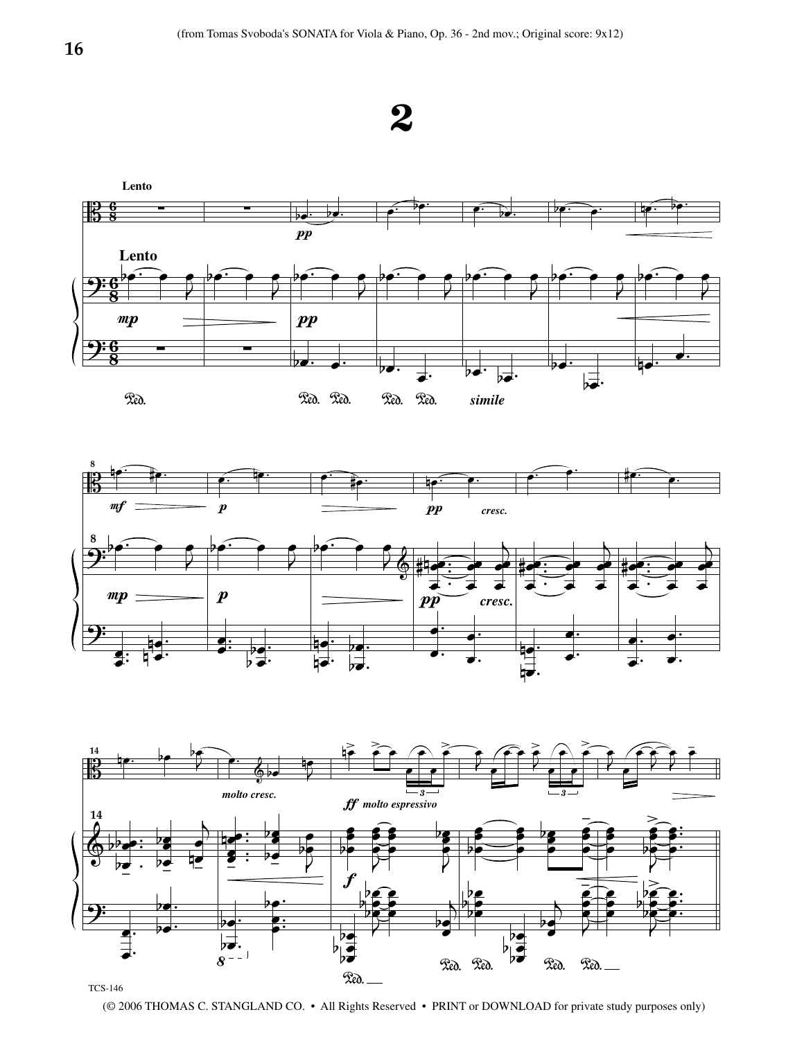(from Tomas Svoboda's SONATA for Viola & Piano, Op. 36 - 2nd mov.; Original score: 9x12)

# 2

**Lento**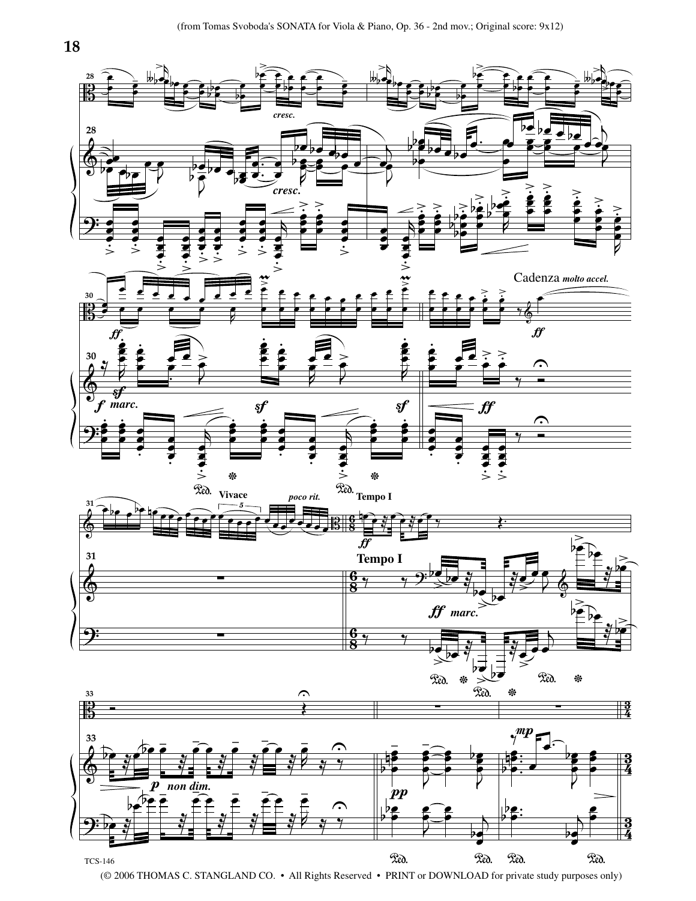Cadenza *molto accel.*

Vivace

*poco rit.*

Tempo I

Tempo I

*ff marc.*

*p non dim.*

TCS-146